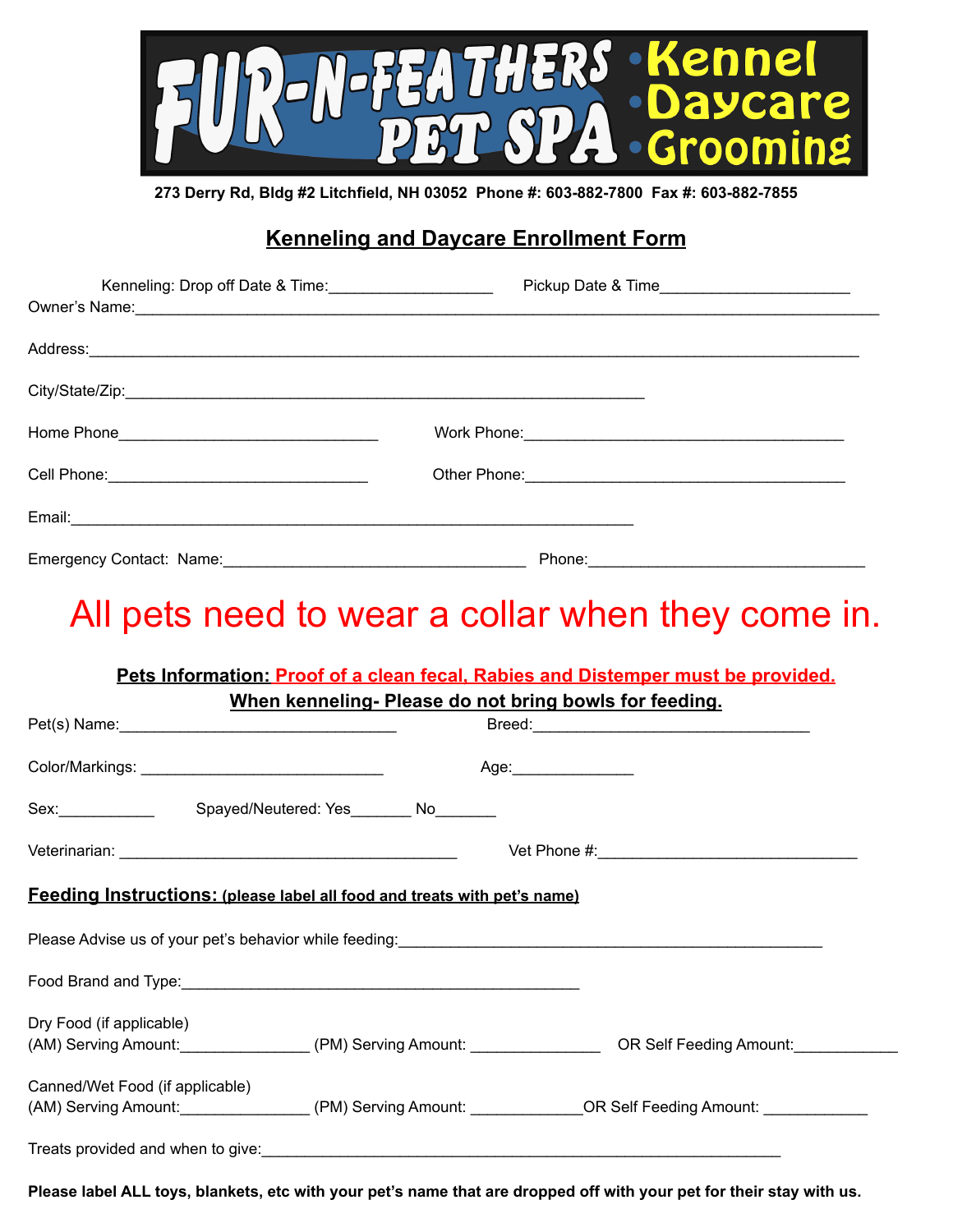# FUR-N-FEATHERS PET SPA

•Kennel •Daycare •Grooming

**273 Derry Rd, Bldg #2 Litchfield, NH 03052 Phone #: 603-882-7800 Fax #: 603-882-7855**

## Kenneling and Daycare Enrollment Form

Kenneling: Drop off Date & Time:__________________ Pickup Date & Time_____________________

Owner's Name:_________________________________________________________________________________

Address:______________________________________________________________________________________

City/State/Zip:_______________________________________________________________

Home Phone_____________________________ Work Phone:____________________________________

Cell Phone:_____________________________ Other Phone:____________________________________

Email:______________________________________________________________

Emergency Contact: Name:__________________________________ Phone:______________________________

# All pets need to wear a collar when they come in.

**Pets Information: Proof of a clean fecal, Rabies and Distemper must be provided.**

**When kenneling- Please do not bring bowls for feeding.**

Pet(s) Name:_______________________________ Breed:_______________________________

Color/Markings: ___________________________ Age:_____________

Sex:___________ Spayed/Neutered: Yes_______ No_______

Veterinarian: _____________________________________ Vet Phone #:_____________________________

**Feeding Instructions: (please label all food and treats with pet's name)**

Please Advise us of your pet's behavior while feeding:_______________________________________________

Food Brand and Type:____________________________________________

Dry Food (if applicable)
(AM) Serving Amount:______________ (PM) Serving Amount: ______________ OR Self Feeding Amount:___________

Canned/Wet Food (if applicable)
(AM) Serving Amount:______________ (PM) Serving Amount: ____________OR Self Feeding Amount: ____________

Treats provided and when to give:__________________________________________________________

**Please label ALL toys, blankets, etc with your pet's name that are dropped off with your pet for their stay with us.**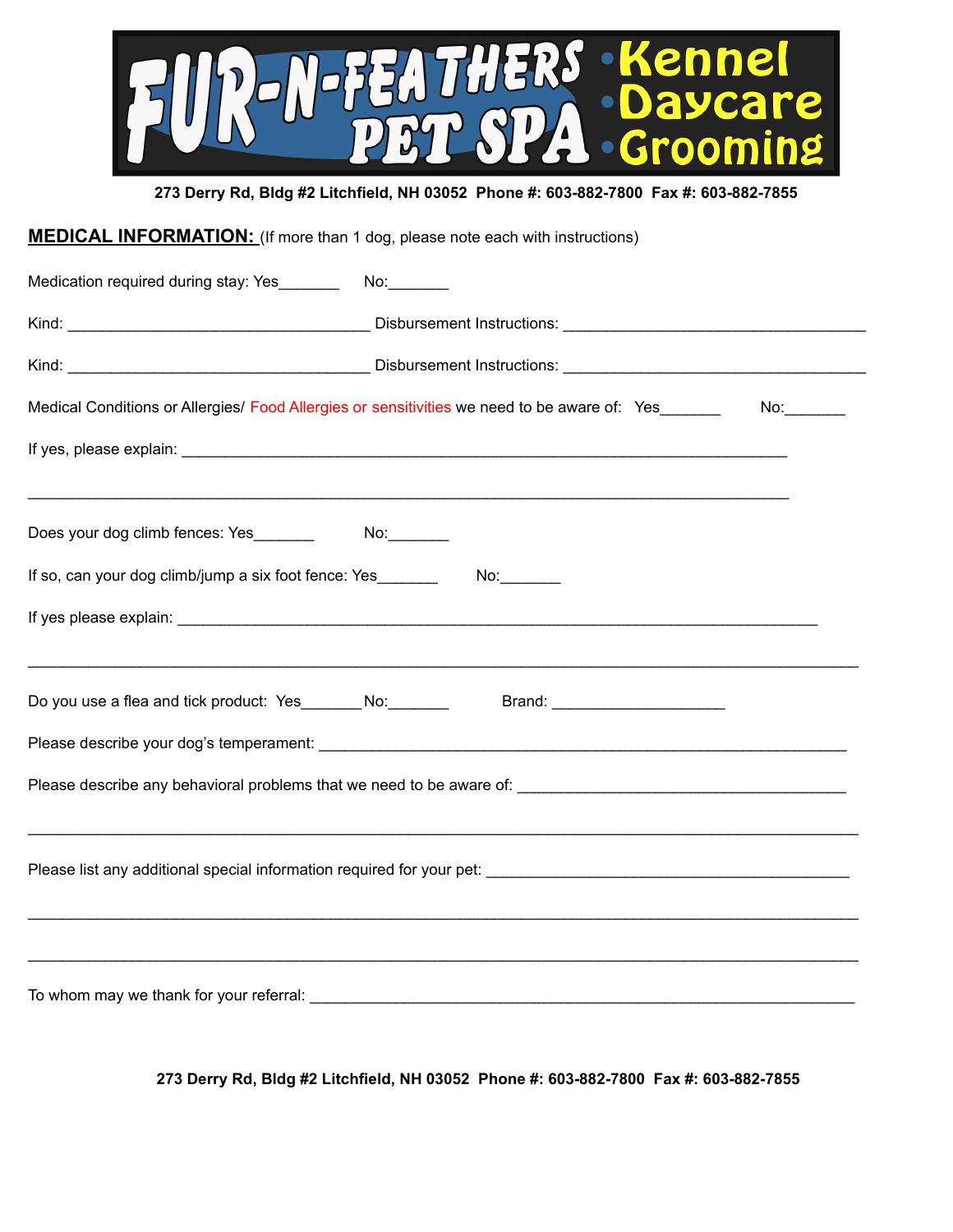# FUR-N-FEATHERS PET SPA

- Kennel
- Daycare
- Grooming

**273 Derry Rd, Bldg #2 Litchfield, NH 03052 Phone #: 603-882-7800 Fax #: 603-882-7855**

**MEDICAL INFORMATION:** (If more than 1 dog, please note each with instructions)

Medication required during stay: Yes_______ No:_______

Kind: ___________________________________ Disbursement Instructions: ___________________________________

Kind: ___________________________________ Disbursement Instructions: ___________________________________

Medical Conditions or Allergies/ Food Allergies or sensitivities we need to be aware of: Yes_______ No:_______

If yes, please explain: _______________________________________________________________________

_______________________________________________________________________________________

Does your dog climb fences: Yes_______ No:_______

If so, can your dog climb/jump a six foot fence: Yes_______ No:_______

If yes please explain: _________________________________________________________________________

_________________________________________________________________________________________

Do you use a flea and tick product: Yes_______No:_______ Brand: ____________________

Please describe your dog's temperament: ______________________________________________________________

Please describe any behavioral problems that we need to be aware of: ______________________________________

_________________________________________________________________________________________

Please list any additional special information required for your pet: __________________________________________

_________________________________________________________________________________________

_________________________________________________________________________________________

To whom may we thank for your referral: _______________________________________________________________

**273 Derry Rd, Bldg #2 Litchfield, NH 03052 Phone #: 603-882-7800 Fax #: 603-882-7855**